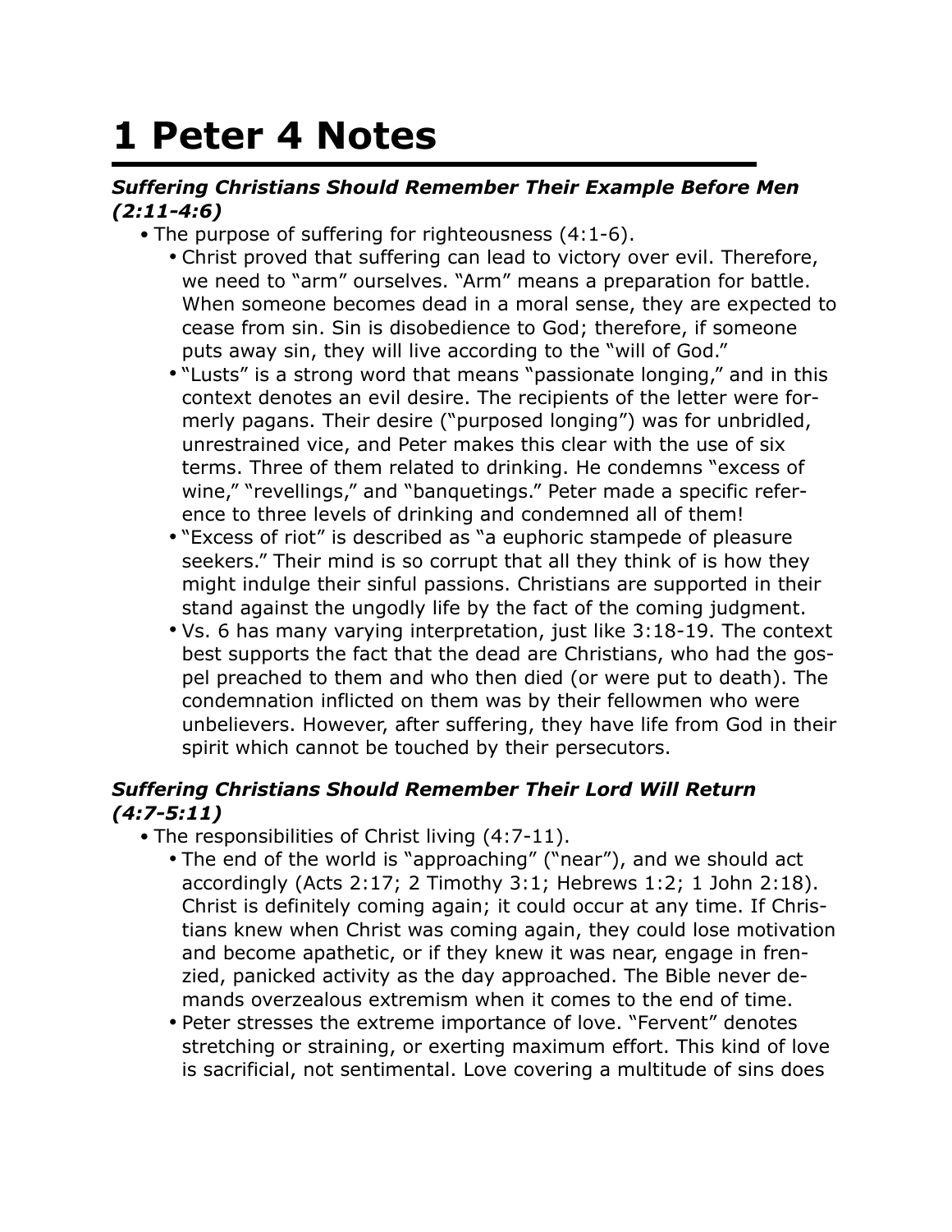# 1 Peter 4 Notes

### *Suffering Christians Should Remember Their Example Before Men (2:11-4:6)*

- The purpose of suffering for righteousness (4:1-6).
    - Christ proved that suffering can lead to victory over evil. Therefore, we need to "arm" ourselves. "Arm" means a preparation for battle. When someone becomes dead in a moral sense, they are expected to cease from sin. Sin is disobedience to God; therefore, if someone puts away sin, they will live according to the "will of God."
    - "Lusts" is a strong word that means "passionate longing," and in this context denotes an evil desire. The recipients of the letter were formerly pagans. Their desire ("purposed longing") was for unbridled, unrestrained vice, and Peter makes this clear with the use of six terms. Three of them related to drinking. He condemns "excess of wine," "revellings," and "banquetings." Peter made a specific reference to three levels of drinking and condemned all of them!
    - "Excess of riot" is described as "a euphoric stampede of pleasure seekers." Their mind is so corrupt that all they think of is how they might indulge their sinful passions. Christians are supported in their stand against the ungodly life by the fact of the coming judgment.
    - Vs. 6 has many varying interpretation, just like 3:18-19. The context best supports the fact that the dead are Christians, who had the gospel preached to them and who then died (or were put to death). The condemnation inflicted on them was by their fellowmen who were unbelievers. However, after suffering, they have life from God in their spirit which cannot be touched by their persecutors.

### *Suffering Christians Should Remember Their Lord Will Return (4:7-5:11)*

- The responsibilities of Christ living (4:7-11).
    - The end of the world is "approaching" ("near"), and we should act accordingly (Acts 2:17; 2 Timothy 3:1; Hebrews 1:2; 1 John 2:18). Christ is definitely coming again; it could occur at any time. If Christians knew when Christ was coming again, they could lose motivation and become apathetic, or if they knew it was near, engage in frenzied, panicked activity as the day approached. The Bible never demands overzealous extremism when it comes to the end of time.
    - Peter stresses the extreme importance of love. "Fervent" denotes stretching or straining, or exerting maximum effort. This kind of love is sacrificial, not sentimental. Love covering a multitude of sins does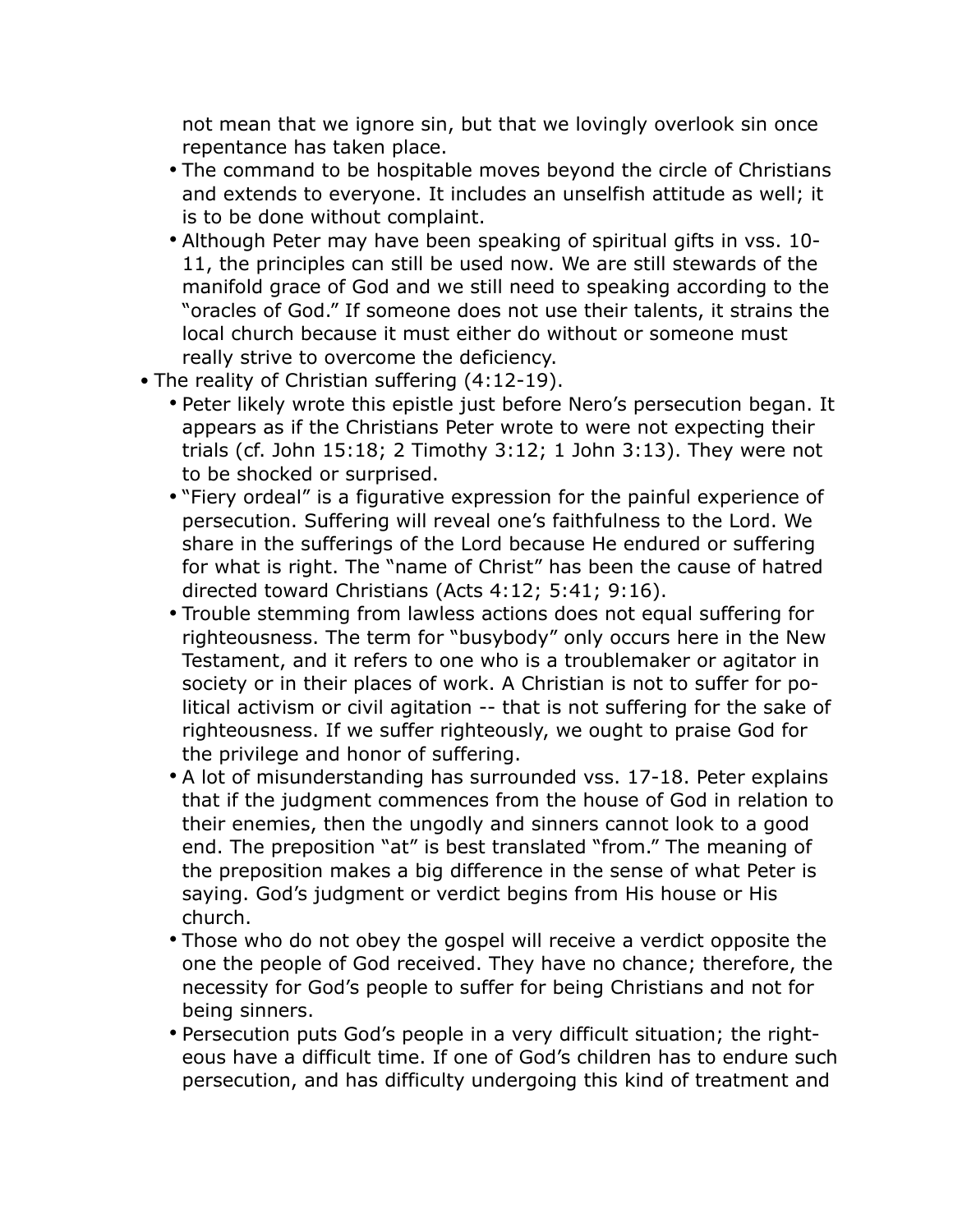not mean that we ignore sin, but that we lovingly overlook sin once repentance has taken place.
    - The command to be hospitable moves beyond the circle of Christians and extends to everyone. It includes an unselfish attitude as well; it is to be done without complaint.
    - Although Peter may have been speaking of spiritual gifts in vss. 10-11, the principles can still be used now. We are still stewards of the manifold grace of God and we still need to speaking according to the "oracles of God." If someone does not use their talents, it strains the local church because it must either do without or someone must really strive to overcome the deficiency.
- The reality of Christian suffering (4:12-19).
    - Peter likely wrote this epistle just before Nero's persecution began. It appears as if the Christians Peter wrote to were not expecting their trials (cf. John 15:18; 2 Timothy 3:12; 1 John 3:13). They were not to be shocked or surprised.
    - "Fiery ordeal" is a figurative expression for the painful experience of persecution. Suffering will reveal one's faithfulness to the Lord. We share in the sufferings of the Lord because He endured or suffering for what is right. The "name of Christ" has been the cause of hatred directed toward Christians (Acts 4:12; 5:41; 9:16).
    - Trouble stemming from lawless actions does not equal suffering for righteousness. The term for "busybody" only occurs here in the New Testament, and it refers to one who is a troublemaker or agitator in society or in their places of work. A Christian is not to suffer for political activism or civil agitation -- that is not suffering for the sake of righteousness. If we suffer righteously, we ought to praise God for the privilege and honor of suffering.
    - A lot of misunderstanding has surrounded vss. 17-18. Peter explains that if the judgment commences from the house of God in relation to their enemies, then the ungodly and sinners cannot look to a good end. The preposition "at" is best translated "from." The meaning of the preposition makes a big difference in the sense of what Peter is saying. God's judgment or verdict begins from His house or His church.
    - Those who do not obey the gospel will receive a verdict opposite the one the people of God received. They have no chance; therefore, the necessity for God's people to suffer for being Christians and not for being sinners.
    - Persecution puts God's people in a very difficult situation; the righteous have a difficult time. If one of God's children has to endure such persecution, and has difficulty undergoing this kind of treatment and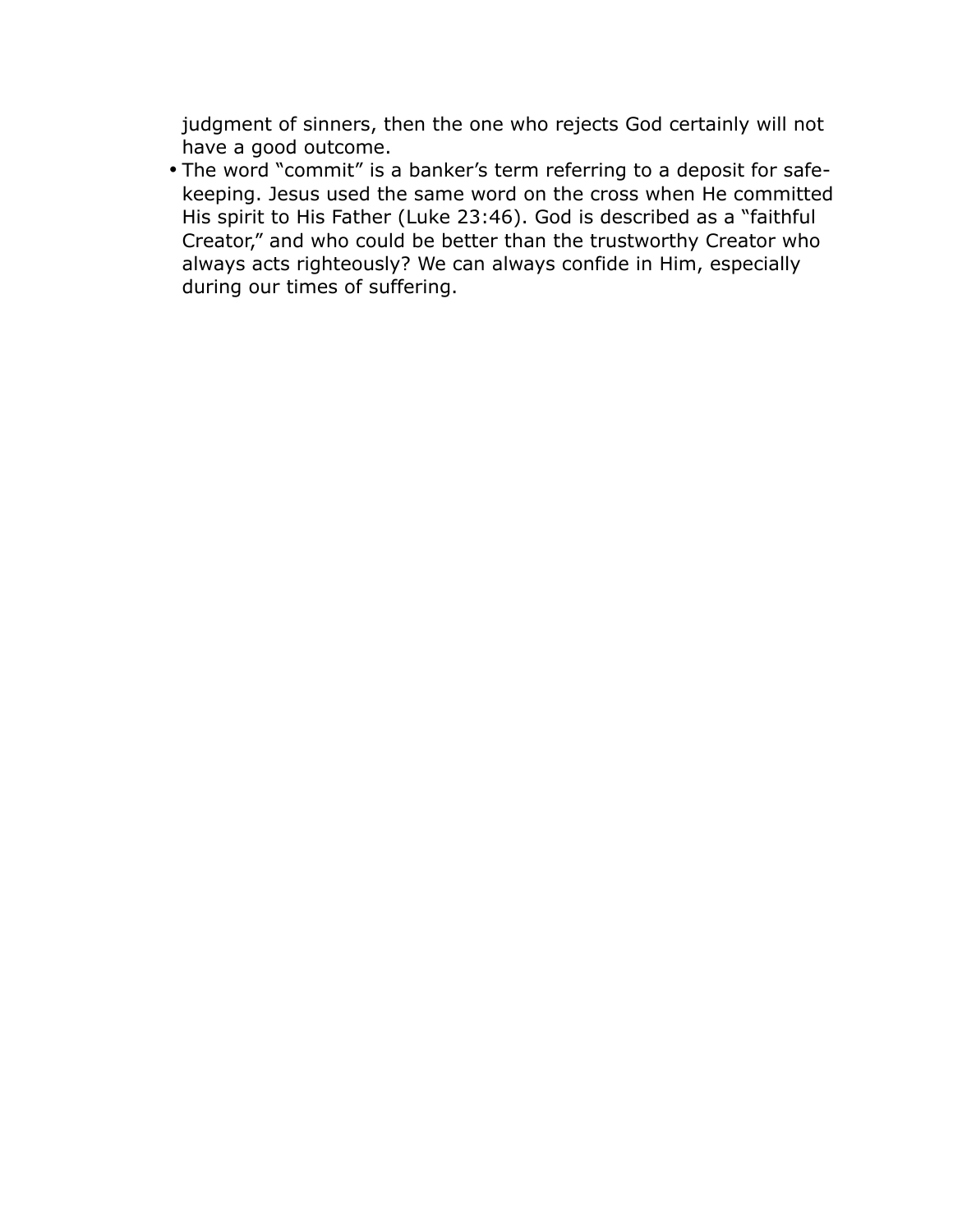judgment of sinners, then the one who rejects God certainly will not have a good outcome.

- The word "commit" is a banker's term referring to a deposit for safe-keeping. Jesus used the same word on the cross when He committed His spirit to His Father (Luke 23:46). God is described as a "faithful Creator," and who could be better than the trustworthy Creator who always acts righteously? We can always confide in Him, especially during our times of suffering.